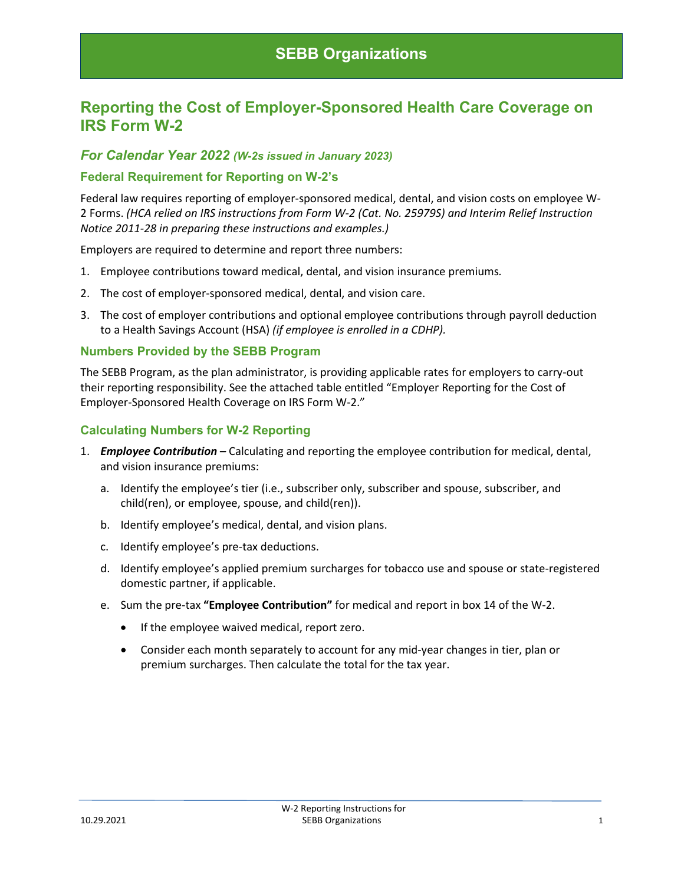# SEBB Organizations

## Reporting the Cost of Employer-Sponsored Health Care Coverage on IRS Form W-2

### *For Calendar Year 2022 (W-2s issued in January 2023)*

### Federal Requirement for Reporting on W-2's

Federal law requires reporting of employer-sponsored medical, dental, and vision costs on employee W-2 Forms. *(HCA relied on IRS instructions from Form W-2 (Cat. No. 25979S) and Interim Relief Instruction Notice 2011-28 in preparing these instructions and examples.)*

Employers are required to determine and report three numbers:

1. Employee contributions toward medical, dental, and vision insurance premiums.
2. The cost of employer-sponsored medical, dental, and vision care.
3. The cost of employer contributions and optional employee contributions through payroll deduction to a Health Savings Account (HSA) *(if employee is enrolled in a CDHP).*

### Numbers Provided by the SEBB Program

The SEBB Program, as the plan administrator, is providing applicable rates for employers to carry-out their reporting responsibility. See the attached table entitled "Employer Reporting for the Cost of Employer-Sponsored Health Coverage on IRS Form W-2."

### Calculating Numbers for W-2 Reporting

1. ***Employee Contribution –*** Calculating and reporting the employee contribution for medical, dental, and vision insurance premiums:
   a. Identify the employee's tier (i.e., subscriber only, subscriber and spouse, subscriber, and child(ren), or employee, spouse, and child(ren)).
   b. Identify employee's medical, dental, and vision plans.
   c. Identify employee's pre-tax deductions.
   d. Identify employee's applied premium surcharges for tobacco use and spouse or state-registered domestic partner, if applicable.
   e. Sum the pre-tax **"Employee Contribution"** for medical and report in box 14 of the W-2.
      - If the employee waived medical, report zero.
      - Consider each month separately to account for any mid-year changes in tier, plan or premium surcharges. Then calculate the total for the tax year.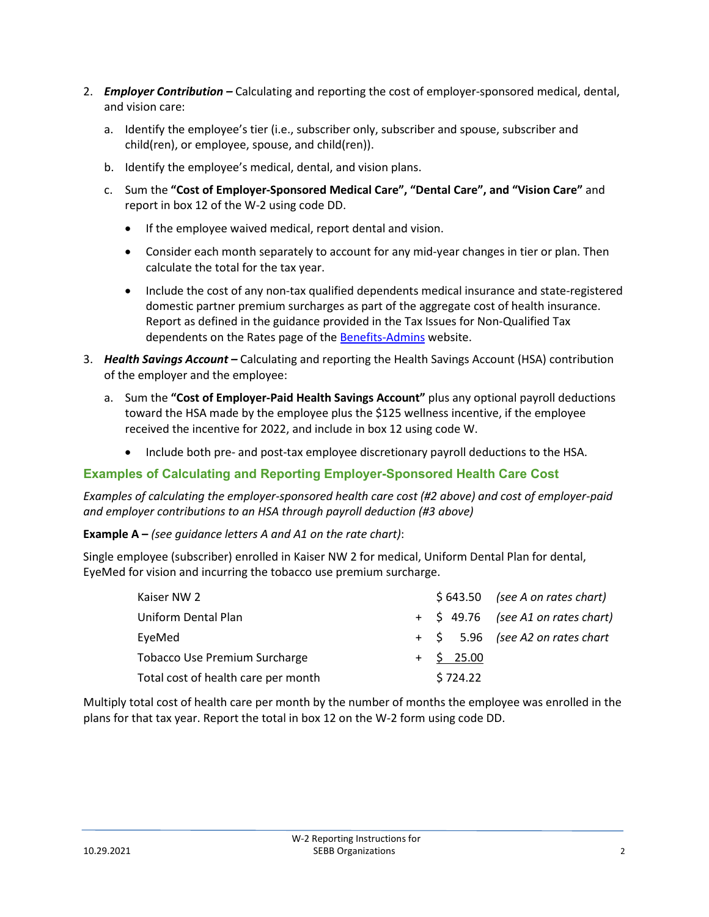2. ***Employer Contribution –*** Calculating and reporting the cost of employer-sponsored medical, dental, and vision care:

   a. Identify the employee's tier (i.e., subscriber only, subscriber and spouse, subscriber and child(ren), or employee, spouse, and child(ren)).

   b. Identify the employee's medical, dental, and vision plans.

   c. Sum the **"Cost of Employer-Sponsored Medical Care", "Dental Care", and "Vision Care"** and report in box 12 of the W-2 using code DD.

   - If the employee waived medical, report dental and vision.
   - Consider each month separately to account for any mid-year changes in tier or plan. Then calculate the total for the tax year.
   - Include the cost of any non-tax qualified dependents medical insurance and state-registered domestic partner premium surcharges as part of the aggregate cost of health insurance. Report as defined in the guidance provided in the Tax Issues for Non-Qualified Tax dependents on the Rates page of the Benefits-Admins website.

3. ***Health Savings Account –*** Calculating and reporting the Health Savings Account (HSA) contribution of the employer and the employee:

   a. Sum the **"Cost of Employer-Paid Health Savings Account"** plus any optional payroll deductions toward the HSA made by the employee plus the $125 wellness incentive, if the employee received the incentive for 2022, and include in box 12 using code W.

   - Include both pre- and post-tax employee discretionary payroll deductions to the HSA.

## Examples of Calculating and Reporting Employer-Sponsored Health Care Cost

*Examples of calculating the employer-sponsored health care cost (#2 above) and cost of employer-paid and employer contributions to an HSA through payroll deduction (#3 above)*

**Example A –** *(see guidance letters A and A1 on the rate chart)*:

Single employee (subscriber) enrolled in Kaiser NW 2 for medical, Uniform Dental Plan for dental, EyeMed for vision and incurring the tobacco use premium surcharge.

| | | | |
|---|---|---|---|
| Kaiser NW 2 | | $ 643.50 | *(see A on rates chart)* |
| Uniform Dental Plan | + | $ 49.76 | *(see A1 on rates chart)* |
| EyeMed | + | $ 5.96 | *(see A2 on rates chart* |
| Tobacco Use Premium Surcharge | + | $ 25.00 | |
| Total cost of health care per month | | $ 724.22 | |

Multiply total cost of health care per month by the number of months the employee was enrolled in the plans for that tax year. Report the total in box 12 on the W-2 form using code DD.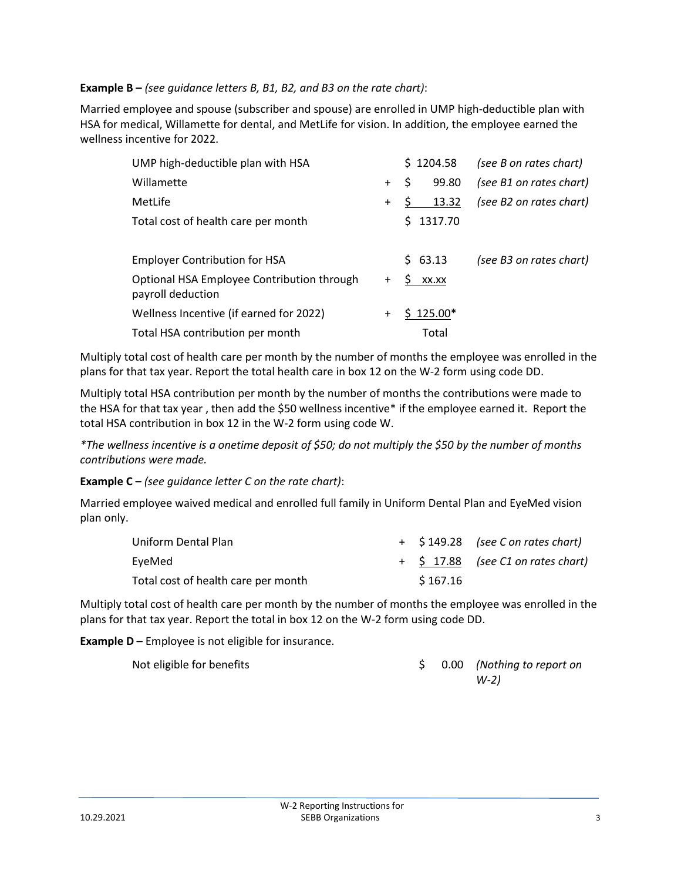**Example B –** *(see guidance letters B, B1, B2, and B3 on the rate chart)*:

Married employee and spouse (subscriber and spouse) are enrolled in UMP high-deductible plan with HSA for medical, Willamette for dental, and MetLife for vision. In addition, the employee earned the wellness incentive for 2022.

| | | | |
|---|---|---|---|
| UMP high-deductible plan with HSA | | \$ 1204.58 | *(see B on rates chart)* |
| Willamette | + | \$ 99.80 | *(see B1 on rates chart)* |
| MetLife | + | \$ 13.32 | *(see B2 on rates chart)* |
| Total cost of health care per month | | \$ 1317.70 | |
| | | | |
| Employer Contribution for HSA | | \$ 63.13 | *(see B3 on rates chart)* |
| Optional HSA Employee Contribution through payroll deduction | + | \$ xx.xx | |
| Wellness Incentive (if earned for 2022) | + | \$ 125.00* | |
| Total HSA contribution per month | | Total | |

Multiply total cost of health care per month by the number of months the employee was enrolled in the plans for that tax year. Report the total health care in box 12 on the W-2 form using code DD.

Multiply total HSA contribution per month by the number of months the contributions were made to the HSA for that tax year , then add the \$50 wellness incentive* if the employee earned it. Report the total HSA contribution in box 12 in the W-2 form using code W.

*\*The wellness incentive is a onetime deposit of \$50; do not multiply the \$50 by the number of months contributions were made.*

**Example C –** *(see guidance letter C on the rate chart)*:

Married employee waived medical and enrolled full family in Uniform Dental Plan and EyeMed vision plan only.

| | | | |
|---|---|---|---|
| Uniform Dental Plan | + | \$ 149.28 | *(see C on rates chart)* |
| EyeMed | + | \$ 17.88 | *(see C1 on rates chart)* |
| Total cost of health care per month | | \$ 167.16 | |

Multiply total cost of health care per month by the number of months the employee was enrolled in the plans for that tax year. Report the total in box 12 on the W-2 form using code DD.

**Example D –** Employee is not eligible for insurance.

| | | |
|---|---|---|
| Not eligible for benefits | \$ 0.00 | *(Nothing to report on W-2)* |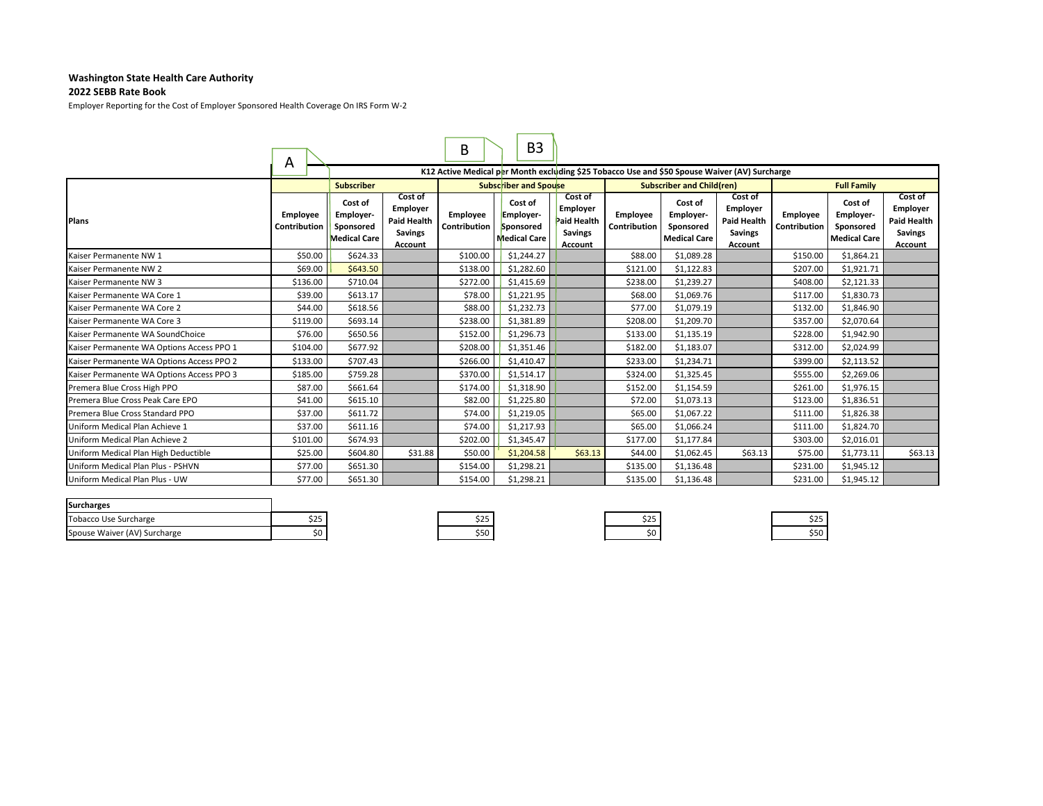**Washington State Health Care Authority**
**2022 SEBB Rate Book**
Employer Reporting for the Cost of Employer Sponsored Health Coverage On IRS Form W-2

A | B | B3

| | K12 Active Medical per Month excluding $25 Tobacco Use and $50 Spouse Waiver (AV) Surcharge | | | | | | | | | | | |
|---|---|---|---|---|---|---|---|---|---|---|---|---|
| | Subscriber | | | Subscriber and Spouse | | | Subscriber and Child(ren) | | | Full Family | | |
| Plans | Employee Contribution | Cost of Employer-Sponsored Medical Care | Cost of Employer Paid Health Savings Account | Employee Contribution | Cost of Employer-Sponsored Medical Care | Cost of Employer Paid Health Savings Account | Employee Contribution | Cost of Employer-Sponsored Medical Care | Cost of Employer Paid Health Savings Account | Employee Contribution | Cost of Employer-Sponsored Medical Care | Cost of Employer Paid Health Savings Account |
| Kaiser Permanente NW 1 | $50.00 | $624.33 | | $100.00 | $1,244.27 | | $88.00 | $1,089.28 | | $150.00 | $1,864.21 | |
| Kaiser Permanente NW 2 | $69.00 | $643.50 | | $138.00 | $1,282.60 | | $121.00 | $1,122.83 | | $207.00 | $1,921.71 | |
| Kaiser Permanente NW 3 | $136.00 | $710.04 | | $272.00 | $1,415.69 | | $238.00 | $1,239.27 | | $408.00 | $2,121.33 | |
| Kaiser Permanente WA Core 1 | $39.00 | $613.17 | | $78.00 | $1,221.95 | | $68.00 | $1,069.76 | | $117.00 | $1,830.73 | |
| Kaiser Permanente WA Core 2 | $44.00 | $618.56 | | $88.00 | $1,232.73 | | $77.00 | $1,079.19 | | $132.00 | $1,846.90 | |
| Kaiser Permanente WA Core 3 | $119.00 | $693.14 | | $238.00 | $1,381.89 | | $208.00 | $1,209.70 | | $357.00 | $2,070.64 | |
| Kaiser Permanente WA SoundChoice | $76.00 | $650.56 | | $152.00 | $1,296.73 | | $133.00 | $1,135.19 | | $228.00 | $1,942.90 | |
| Kaiser Permanente WA Options Access PPO 1 | $104.00 | $677.92 | | $208.00 | $1,351.46 | | $182.00 | $1,183.07 | | $312.00 | $2,024.99 | |
| Kaiser Permanente WA Options Access PPO 2 | $133.00 | $707.43 | | $266.00 | $1,410.47 | | $233.00 | $1,234.71 | | $399.00 | $2,113.52 | |
| Kaiser Permanente WA Options Access PPO 3 | $185.00 | $759.28 | | $370.00 | $1,514.17 | | $324.00 | $1,325.45 | | $555.00 | $2,269.06 | |
| Premera Blue Cross High PPO | $87.00 | $661.64 | | $174.00 | $1,318.90 | | $152.00 | $1,154.59 | | $261.00 | $1,976.15 | |
| Premera Blue Cross Peak Care EPO | $41.00 | $615.10 | | $82.00 | $1,225.80 | | $72.00 | $1,073.13 | | $123.00 | $1,836.51 | |
| Premera Blue Cross Standard PPO | $37.00 | $611.72 | | $74.00 | $1,219.05 | | $65.00 | $1,067.22 | | $111.00 | $1,826.38 | |
| Uniform Medical Plan Achieve 1 | $37.00 | $611.16 | | $74.00 | $1,217.93 | | $65.00 | $1,066.24 | | $111.00 | $1,824.70 | |
| Uniform Medical Plan Achieve 2 | $101.00 | $674.93 | | $202.00 | $1,345.47 | | $177.00 | $1,177.84 | | $303.00 | $2,016.01 | |
| Uniform Medical Plan High Deductible | $25.00 | $604.80 | $31.88 | $50.00 | $1,204.58 | $63.13 | $44.00 | $1,062.45 | $63.13 | $75.00 | $1,773.11 | $63.13 |
| Uniform Medical Plan Plus - PSHVN | $77.00 | $651.30 | | $154.00 | $1,298.21 | | $135.00 | $1,136.48 | | $231.00 | $1,945.12 | |
| Uniform Medical Plan Plus - UW | $77.00 | $651.30 | | $154.00 | $1,298.21 | | $135.00 | $1,136.48 | | $231.00 | $1,945.12 | |

| Surcharges | Subscriber | Subscriber and Spouse | Subscriber and Child(ren) | Full Family |
|---|---|---|---|---|
| Tobacco Use Surcharge | $25 | $25 | $25 | $25 |
| Spouse Waiver (AV) Surcharge | $0 | $50 | $0 | $50 |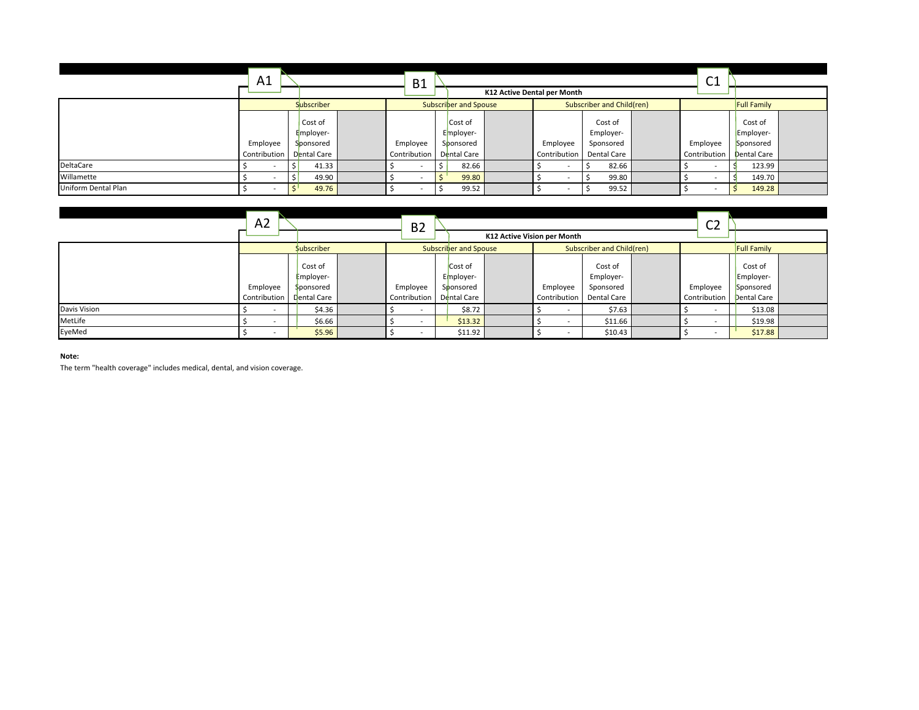| | A1 | | | B1 | | | | | | C1 | | |
|---|---|---|---|---|---|---|---|---|---|---|---|---|
| | K12 Active Dental per Month | | | | | | | | | | | |
| | Subscriber | | | Subscriber and Spouse | | | Subscriber and Child(ren) | | | Full Family | | |
| | Employee Contribution | Cost of Employer-Sponsored Dental Care | | Employee Contribution | Cost of Employer-Sponsored Dental Care | | Employee Contribution | Cost of Employer-Sponsored Dental Care | | Employee Contribution | Cost of Employer-Sponsored Dental Care | |
| DeltaCare | $ - | $ 41.33 | | $ - | $ 82.66 | | $ - | $ 82.66 | | $ - | $ 123.99 | |
| Willamette | $ - | $ 49.90 | | $ - | $ 99.80 | | $ - | $ 99.80 | | $ - | $ 149.70 | |
| Uniform Dental Plan | $ - | $ 49.76 | | $ - | $ 99.52 | | $ - | $ 99.52 | | $ - | $ 149.28 | |

| | A2 | | | B2 | | | | | | C2 | | |
|---|---|---|---|---|---|---|---|---|---|---|---|---|
| | K12 Active Vision per Month | | | | | | | | | | | |
| | Subscriber | | | Subscriber and Spouse | | | Subscriber and Child(ren) | | | Full Family | | |
| | Employee Contribution | Cost of Employer-Sponsored Dental Care | | Employee Contribution | Cost of Employer-Sponsored Dental Care | | Employee Contribution | Cost of Employer-Sponsored Dental Care | | Employee Contribution | Cost of Employer-Sponsored Dental Care | |
| Davis Vision | $ - | $4.36 | | $ - | $8.72 | | $ - | $7.63 | | $ - | $13.08 | |
| MetLife | $ - | $6.66 | | $ - | $13.32 | | $ - | $11.66 | | $ - | $19.98 | |
| EyeMed | $ - | $5.96 | | $ - | $11.92 | | $ - | $10.43 | | $ - | $17.88 | |

**Note:**

The term "health coverage" includes medical, dental, and vision coverage.